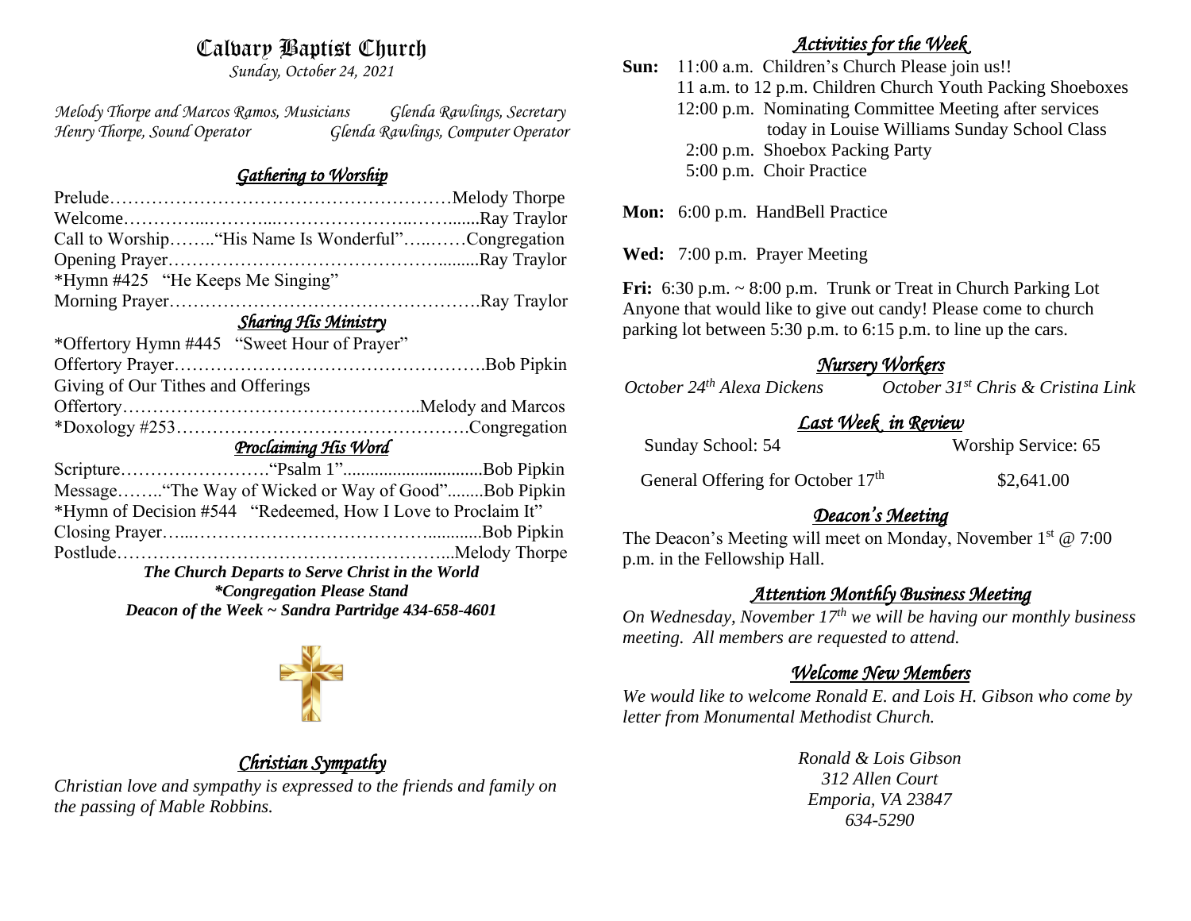# Calvary Baptist Church

*Sunday, October 24, 2021*

*Melody Thorpe and Marcos Ramos, Musicians* — *Glenda Rawlings, Secretary*
*Henry Thorpe, Sound Operator* — *Glenda Rawlings, Computer Operator*

## *Gathering to Worship*

Prelude…………………………………………………Melody Thorpe
Welcome…………...………...………………...……......Ray Traylor
Call to Worship……..“His Name Is Wonderful”…..……Congregation
Opening Prayer……………………………………….........Ray Traylor
*Hymn #425 “He Keeps Me Singing”
Morning Prayer…………………………………………….Ray Traylor

## *Sharing His Ministry*

*Offertory Hymn #445 “Sweet Hour of Prayer”
Offertory Prayer…………………………………………….Bob Pipkin
Giving of Our Tithes and Offerings
Offertory…………………………………………..Melody and Marcos
*Doxology #253………………………………………….Congregation

## *Proclaiming His Word*

Scripture…………………….“Psalm 1”...............................Bob Pipkin
Message……..“The Way of Wicked or Way of Good”........Bob Pipkin
*Hymn of Decision #544 “Redeemed, How I Love to Proclaim It”
Closing Prayer…..…………………………………............Bob Pipkin
Postlude………………………………….……………...Melody Thorpe

***The Church Departs to Serve Christ in the World***
***\*Congregation Please Stand***
***Deacon of the Week ~ Sandra Partridge 434-658-4601***

## *Christian Sympathy*

*Christian love and sympathy is expressed to the friends and family on the passing of Mable Robbins.*

## *Activities for the Week*

**Sun:** 11:00 a.m. Children's Church Please join us!!
11 a.m. to 12 p.m. Children Church Youth Packing Shoeboxes
12:00 p.m. Nominating Committee Meeting after services today in Louise Williams Sunday School Class
2:00 p.m. Shoebox Packing Party
5:00 p.m. Choir Practice

**Mon:** 6:00 p.m. HandBell Practice

**Wed:** 7:00 p.m. Prayer Meeting

**Fri:** 6:30 p.m. ~ 8:00 p.m. Trunk or Treat in Church Parking Lot
Anyone that would like to give out candy! Please come to church parking lot between 5:30 p.m. to 6:15 p.m. to line up the cars.

## *Nursery Workers*

*October 24th Alexa Dickens* — *October 31st Chris & Cristina Link*

## *Last Week in Review*

| | |
|---|---|
| Sunday School: 54 | Worship Service: 65 |
| General Offering for October 17th | $2,641.00 |

## *Deacon's Meeting*

The Deacon's Meeting will meet on Monday, November 1st @ 7:00 p.m. in the Fellowship Hall.

## *Attention Monthly Business Meeting*

*On Wednesday, November 17th we will be having our monthly business meeting. All members are requested to attend.*

## *Welcome New Members*

*We would like to welcome Ronald E. and Lois H. Gibson who come by letter from Monumental Methodist Church.*

*Ronald & Lois Gibson*
*312 Allen Court*
*Emporia, VA 23847*
*634-5290*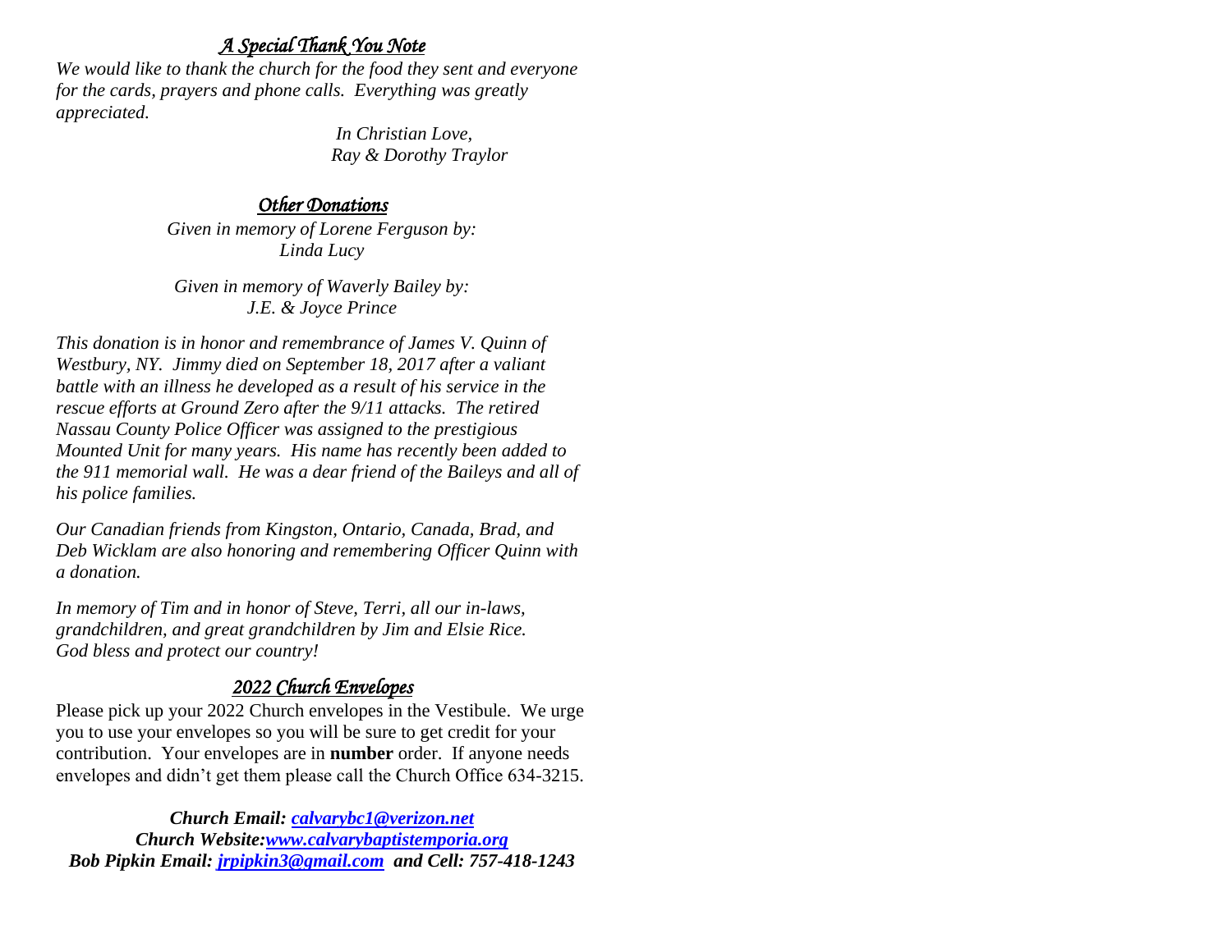## *A Special Thank You Note*

*We would like to thank the church for the food they sent and everyone for the cards, prayers and phone calls. Everything was greatly appreciated.*

*In Christian Love,*
*Ray & Dorothy Traylor*

## *Other Donations*

*Given in memory of Lorene Ferguson by:*
*Linda Lucy*

*Given in memory of Waverly Bailey by:*
*J.E. & Joyce Prince*

*This donation is in honor and remembrance of James V. Quinn of Westbury, NY. Jimmy died on September 18, 2017 after a valiant battle with an illness he developed as a result of his service in the rescue efforts at Ground Zero after the 9/11 attacks. The retired Nassau County Police Officer was assigned to the prestigious Mounted Unit for many years. His name has recently been added to the 911 memorial wall. He was a dear friend of the Baileys and all of his police families.*

*Our Canadian friends from Kingston, Ontario, Canada, Brad, and Deb Wicklam are also honoring and remembering Officer Quinn with a donation.*

*In memory of Tim and in honor of Steve, Terri, all our in-laws, grandchildren, and great grandchildren by Jim and Elsie Rice. God bless and protect our country!*

## *2022 Church Envelopes*

Please pick up your 2022 Church envelopes in the Vestibule. We urge you to use your envelopes so you will be sure to get credit for your contribution. Your envelopes are in **number** order. If anyone needs envelopes and didn't get them please call the Church Office 634-3215.

***Church Email: calvarybc1@verizon.net***
***Church Website:www.calvarybaptistemporia.org***
***Bob Pipkin Email: jrpipkin3@gmail.com and Cell: 757-418-1243***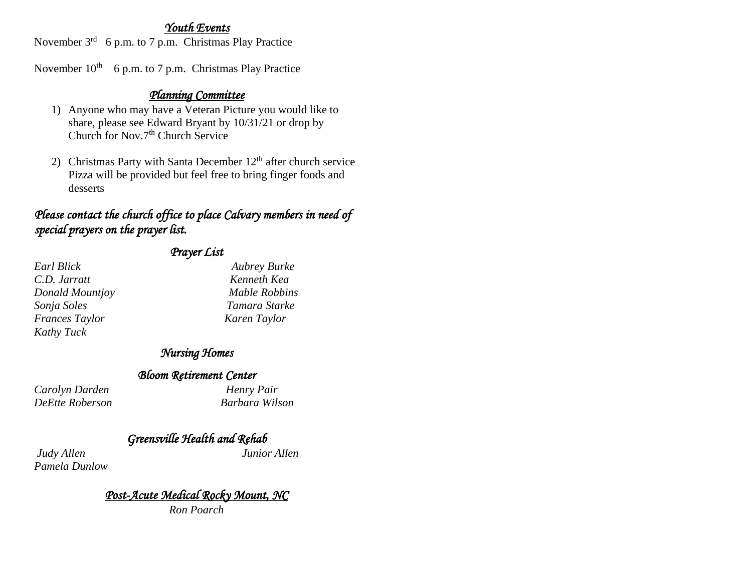## *Youth Events*

November 3rd 6 p.m. to 7 p.m. Christmas Play Practice

November 10th 6 p.m. to 7 p.m. Christmas Play Practice

## *Planning Committee*

1) Anyone who may have a Veteran Picture you would like to share, please see Edward Bryant by 10/31/21 or drop by Church for Nov.7th Church Service

2) Christmas Party with Santa December 12th after church service Pizza will be provided but feel free to bring finger foods and desserts

***Please contact the church office to place Calvary members in need of special prayers on the prayer list.***

## *Prayer List*

*Earl Blick*
*Aubrey Burke*
*C.D. Jarratt*
*Kenneth Kea*
*Donald Mountjoy*
*Mable Robbins*
*Sonja Soles*
*Tamara Starke*
*Frances Taylor*
*Karen Taylor*
*Kathy Tuck*

## *Nursing Homes*

### *Bloom Retirement Center*

*Carolyn Darden*
*Henry Pair*
*DeEtte Roberson*
*Barbara Wilson*

### *Greensville Health and Rehab*

*Judy Allen*
*Junior Allen*
*Pamela Dunlow*

### *Post-Acute Medical Rocky Mount, NC*

*Ron Poarch*